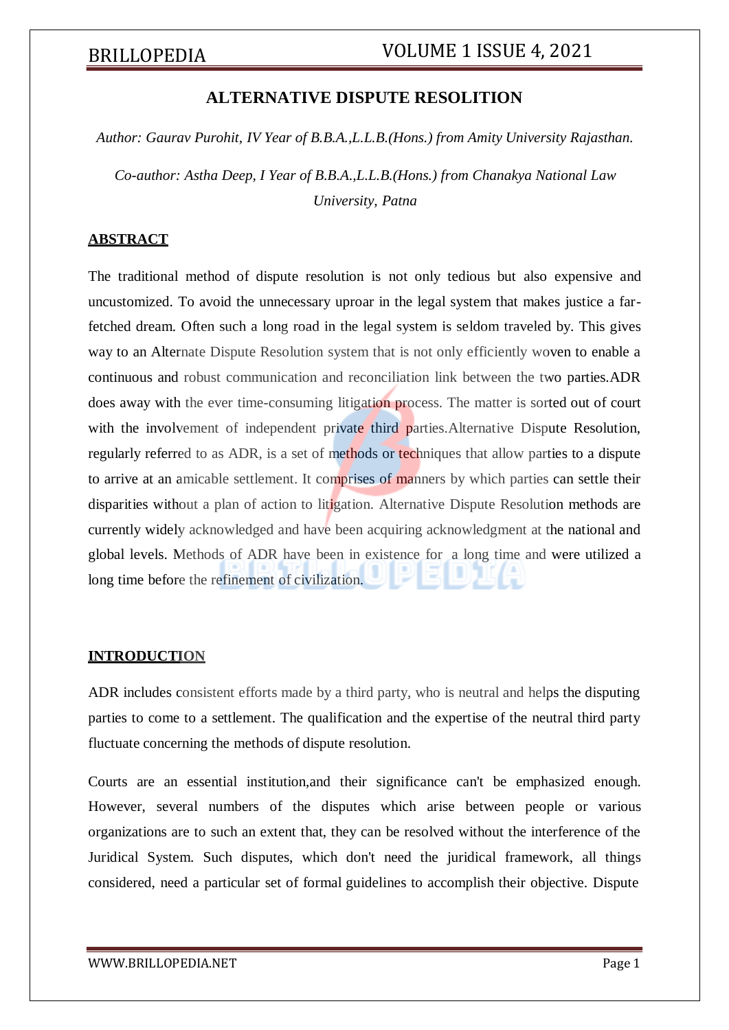# ALTERNATIVE DISPUTE RESOLITION

*Author: Gaurav Purohit, IV Year of B.B.A.,L.L.B.(Hons.) from Amity University Rajasthan.*

*Co-author: Astha Deep, I Year of B.B.A.,L.L.B.(Hons.) from Chanakya National Law University, Patna*

## ABSTRACT

The traditional method of dispute resolution is not only tedious but also expensive and uncustomized. To avoid the unnecessary uproar in the legal system that makes justice a far-fetched dream. Often such a long road in the legal system is seldom traveled by. This gives way to an Alternate Dispute Resolution system that is not only efficiently woven to enable a continuous and robust communication and reconciliation link between the two parties.ADR does away with the ever time-consuming litigation process. The matter is sorted out of court with the involvement of independent private third parties.Alternative Dispute Resolution, regularly referred to as ADR, is a set of methods or techniques that allow parties to a dispute to arrive at an amicable settlement. It comprises of manners by which parties can settle their disparities without a plan of action to litigation. Alternative Dispute Resolution methods are currently widely acknowledged and have been acquiring acknowledgment at the national and global levels. Methods of ADR have been in existence for a long time and were utilized a long time before the refinement of civilization.

## INTRODUCTION

ADR includes consistent efforts made by a third party, who is neutral and helps the disputing parties to come to a settlement. The qualification and the expertise of the neutral third party fluctuate concerning the methods of dispute resolution.

Courts are an essential institution,and their significance can't be emphasized enough. However, several numbers of the disputes which arise between people or various organizations are to such an extent that, they can be resolved without the interference of the Juridical System. Such disputes, which don't need the juridical framework, all things considered, need a particular set of formal guidelines to accomplish their objective. Dispute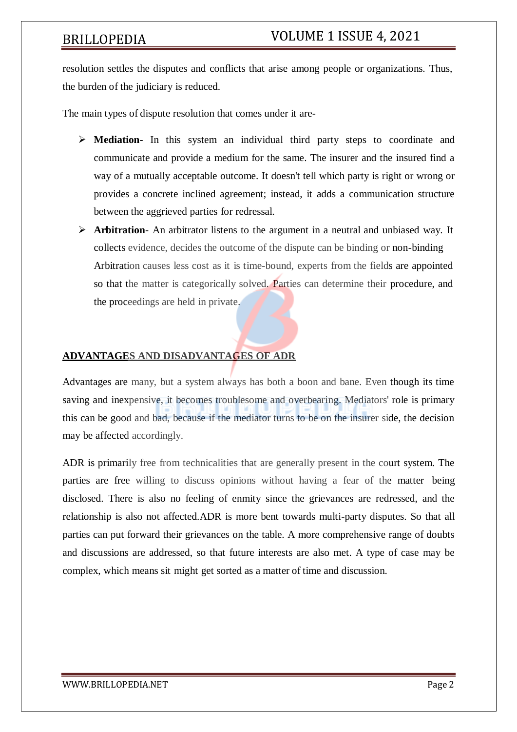resolution settles the disputes and conflicts that arise among people or organizations. Thus, the burden of the judiciary is reduced.

The main types of dispute resolution that comes under it are-

- **Mediation-** In this system an individual third party steps to coordinate and communicate and provide a medium for the same. The insurer and the insured find a way of a mutually acceptable outcome. It doesn't tell which party is right or wrong or provides a concrete inclined agreement; instead, it adds a communication structure between the aggrieved parties for redressal.
- **Arbitration**- An arbitrator listens to the argument in a neutral and unbiased way. It collects evidence, decides the outcome of the dispute can be binding or non-binding Arbitration causes less cost as it is time-bound, experts from the fields are appointed so that the matter is categorically solved. Parties can determine their procedure, and the proceedings are held in private.

## ADVANTAGES AND DISADVANTAGES OF ADR

Advantages are many, but a system always has both a boon and bane. Even though its time saving and inexpensive, it becomes troublesome and overbearing. Mediators' role is primary this can be good and bad, because if the mediator turns to be on the insurer side, the decision may be affected accordingly.

ADR is primarily free from technicalities that are generally present in the court system. The parties are free willing to discuss opinions without having a fear of the matter being disclosed. There is also no feeling of enmity since the grievances are redressed, and the relationship is also not affected.ADR is more bent towards multi-party disputes. So that all parties can put forward their grievances on the table. A more comprehensive range of doubts and discussions are addressed, so that future interests are also met. A type of case may be complex, which means sit might get sorted as a matter of time and discussion.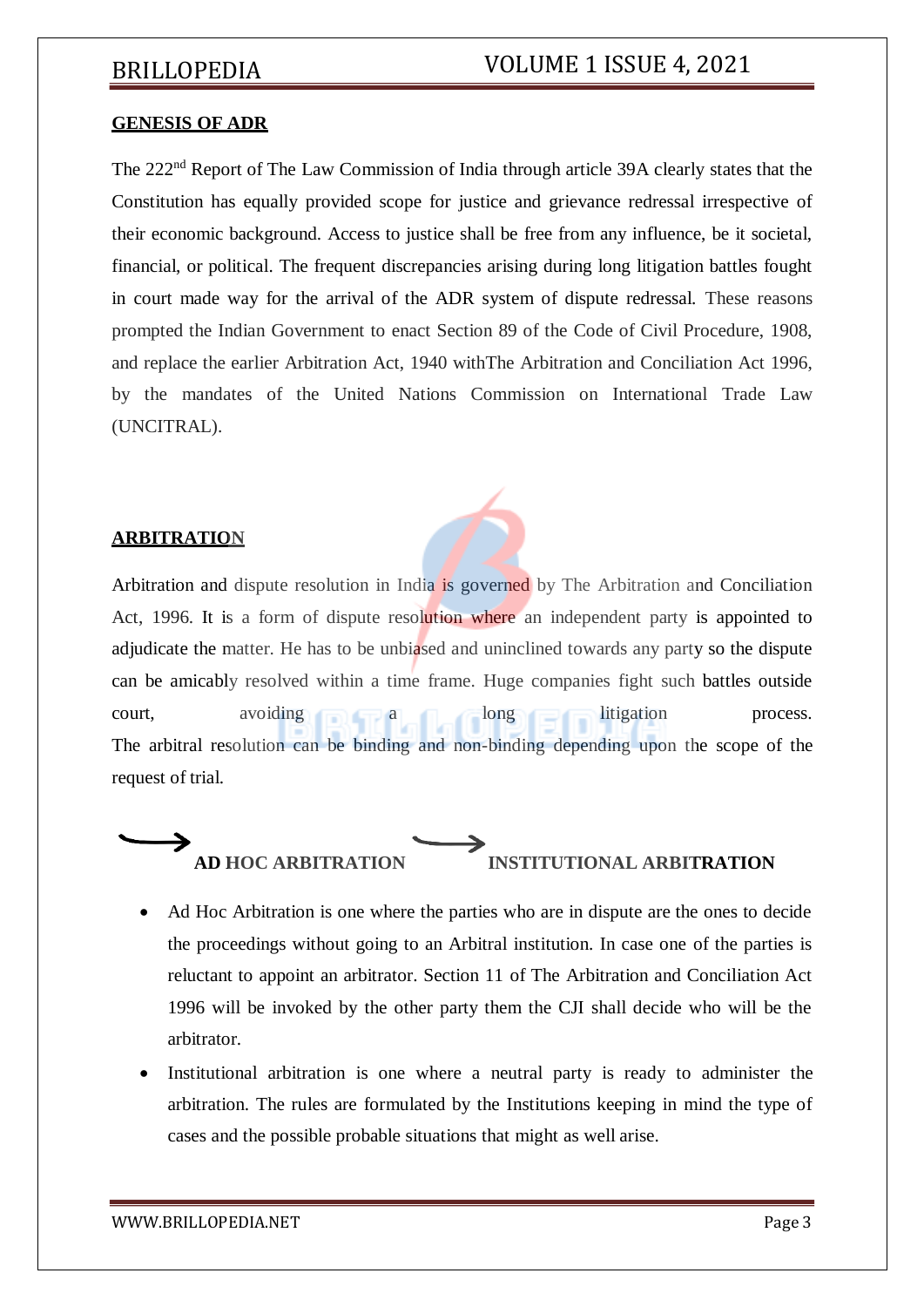**GENESIS OF ADR**

The 222nd Report of The Law Commission of India through article 39A clearly states that the Constitution has equally provided scope for justice and grievance redressal irrespective of their economic background. Access to justice shall be free from any influence, be it societal, financial, or political. The frequent discrepancies arising during long litigation battles fought in court made way for the arrival of the ADR system of dispute redressal. These reasons prompted the Indian Government to enact Section 89 of the Code of Civil Procedure, 1908, and replace the earlier Arbitration Act, 1940 withThe Arbitration and Conciliation Act 1996, by the mandates of the United Nations Commission on International Trade Law (UNCITRAL).

**ARBITRATION**

Arbitration and dispute resolution in India is governed by The Arbitration and Conciliation Act, 1996. It is a form of dispute resolution where an independent party is appointed to adjudicate the matter. He has to be unbiased and uninclined towards any party so the dispute can be amicably resolved within a time frame. Huge companies fight such battles outside court, avoiding a long litigation process.
The arbitral resolution can be binding and non-binding depending upon the scope of the request of trial.

→ **AD HOC ARBITRATION** → **INSTITUTIONAL ARBITRATION**

- Ad Hoc Arbitration is one where the parties who are in dispute are the ones to decide the proceedings without going to an Arbitral institution. In case one of the parties is reluctant to appoint an arbitrator. Section 11 of The Arbitration and Conciliation Act 1996 will be invoked by the other party them the CJI shall decide who will be the arbitrator.
- Institutional arbitration is one where a neutral party is ready to administer the arbitration. The rules are formulated by the Institutions keeping in mind the type of cases and the possible probable situations that might as well arise.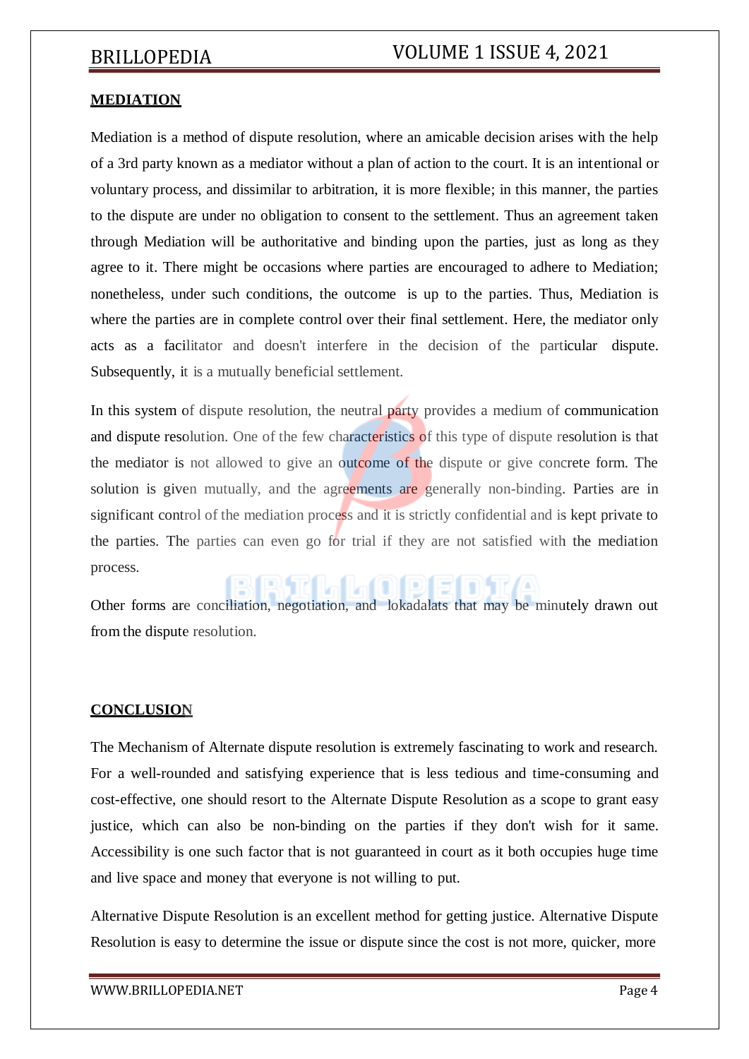## MEDIATION

Mediation is a method of dispute resolution, where an amicable decision arises with the help of a 3rd party known as a mediator without a plan of action to the court. It is an intentional or voluntary process, and dissimilar to arbitration, it is more flexible; in this manner, the parties to the dispute are under no obligation to consent to the settlement. Thus an agreement taken through Mediation will be authoritative and binding upon the parties, just as long as they agree to it. There might be occasions where parties are encouraged to adhere to Mediation; nonetheless, under such conditions, the outcome is up to the parties. Thus, Mediation is where the parties are in complete control over their final settlement. Here, the mediator only acts as a facilitator and doesn't interfere in the decision of the particular dispute. Subsequently, it is a mutually beneficial settlement.

In this system of dispute resolution, the neutral party provides a medium of communication and dispute resolution. One of the few characteristics of this type of dispute resolution is that the mediator is not allowed to give an outcome of the dispute or give concrete form. The solution is given mutually, and the agreements are generally non-binding. Parties are in significant control of the mediation process and it is strictly confidential and is kept private to the parties. The parties can even go for trial if they are not satisfied with the mediation process.

Other forms are conciliation, negotiation, and lokadalats that may be minutely drawn out from the dispute resolution.

## CONCLUSION

The Mechanism of Alternate dispute resolution is extremely fascinating to work and research. For a well-rounded and satisfying experience that is less tedious and time-consuming and cost-effective, one should resort to the Alternate Dispute Resolution as a scope to grant easy justice, which can also be non-binding on the parties if they don't wish for it same. Accessibility is one such factor that is not guaranteed in court as it both occupies huge time and live space and money that everyone is not willing to put.

Alternative Dispute Resolution is an excellent method for getting justice. Alternative Dispute Resolution is easy to determine the issue or dispute since the cost is not more, quicker, more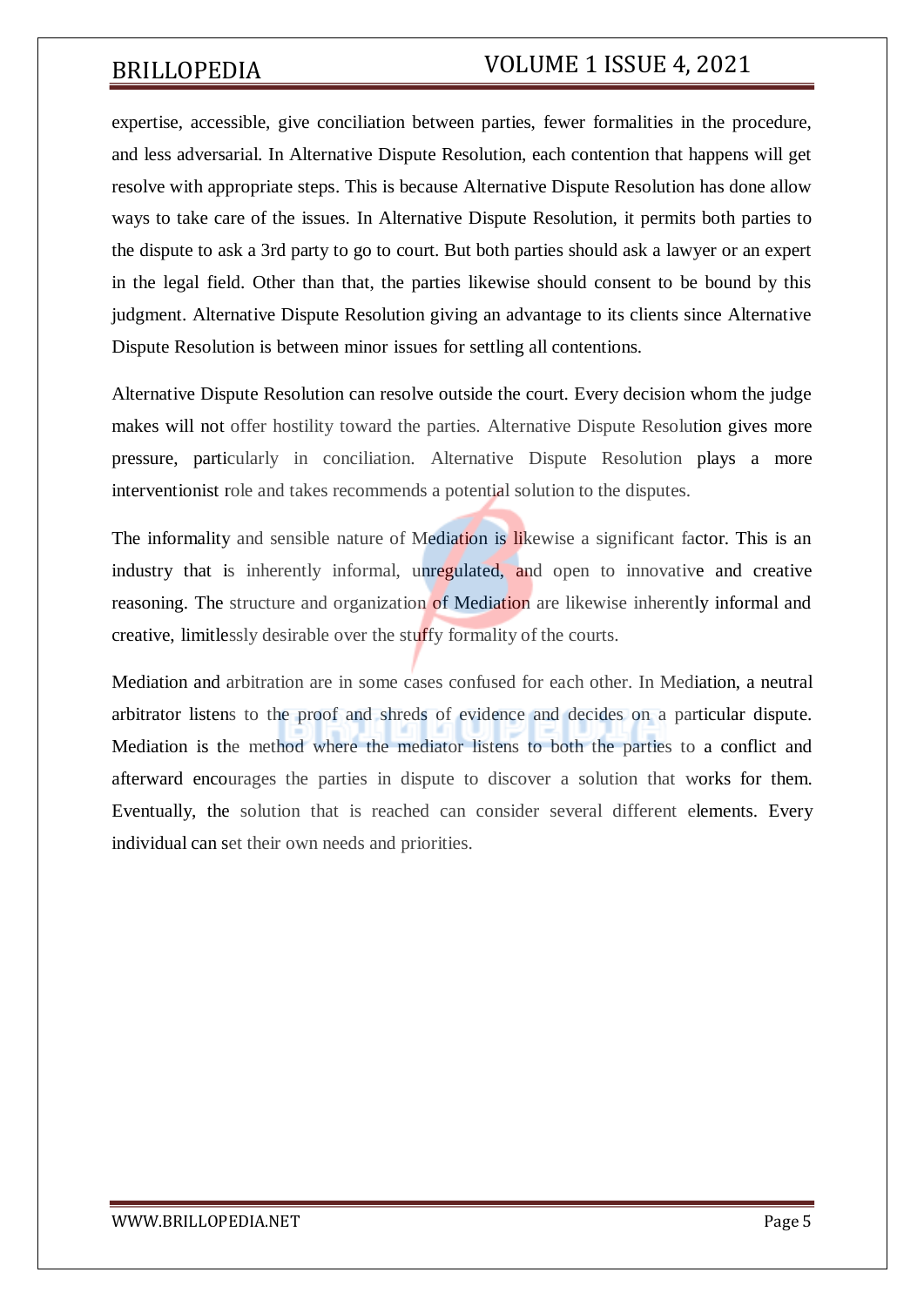expertise, accessible, give conciliation between parties, fewer formalities in the procedure, and less adversarial. In Alternative Dispute Resolution, each contention that happens will get resolve with appropriate steps. This is because Alternative Dispute Resolution has done allow ways to take care of the issues. In Alternative Dispute Resolution, it permits both parties to the dispute to ask a 3rd party to go to court. But both parties should ask a lawyer or an expert in the legal field. Other than that, the parties likewise should consent to be bound by this judgment. Alternative Dispute Resolution giving an advantage to its clients since Alternative Dispute Resolution is between minor issues for settling all contentions.

Alternative Dispute Resolution can resolve outside the court. Every decision whom the judge makes will not offer hostility toward the parties. Alternative Dispute Resolution gives more pressure, particularly in conciliation. Alternative Dispute Resolution plays a more interventionist role and takes recommends a potential solution to the disputes.

The informality and sensible nature of Mediation is likewise a significant factor. This is an industry that is inherently informal, unregulated, and open to innovative and creative reasoning. The structure and organization of Mediation are likewise inherently informal and creative, limitlessly desirable over the stuffy formality of the courts.

Mediation and arbitration are in some cases confused for each other. In Mediation, a neutral arbitrator listens to the proof and shreds of evidence and decides on a particular dispute. Mediation is the method where the mediator listens to both the parties to a conflict and afterward encourages the parties in dispute to discover a solution that works for them. Eventually, the solution that is reached can consider several different elements. Every individual can set their own needs and priorities.